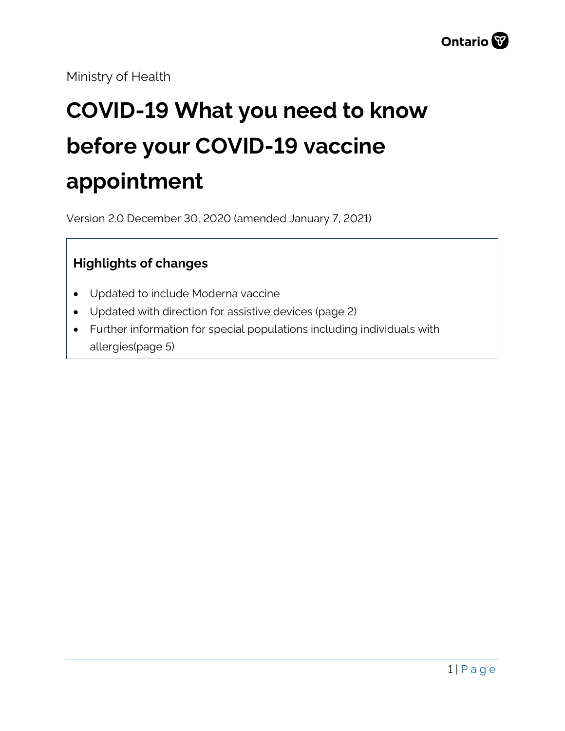Ministry of Health

# COVID-19 What you need to know before your COVID-19 vaccine appointment

Version 2.0 December 30, 2020 (amended January 7, 2021)

**Highlights of changes**

- Updated to include Moderna vaccine
- Updated with direction for assistive devices (page 2)
- Further information for special populations including individuals with allergies(page 5)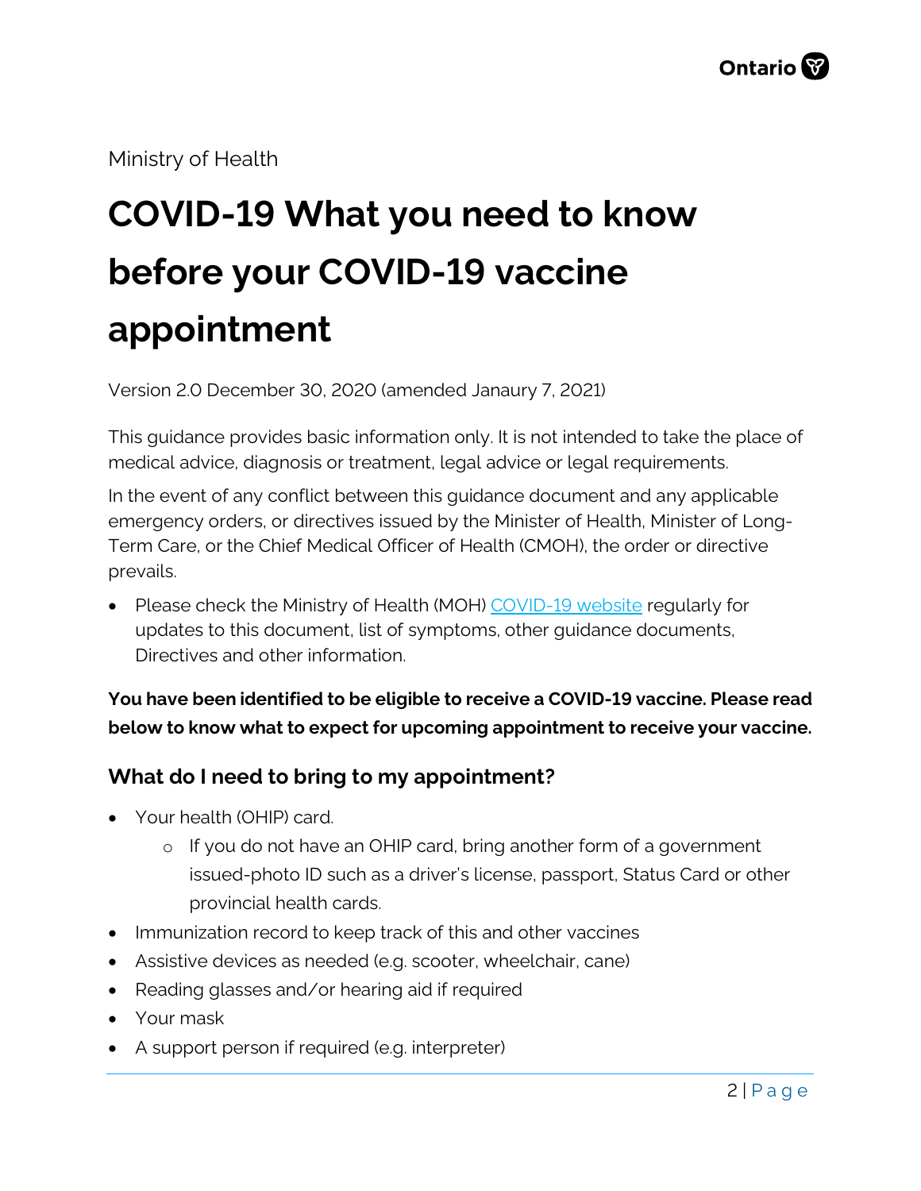Ministry of Health

# COVID-19 What you need to know before your COVID-19 vaccine appointment

Version 2.0 December 30, 2020 (amended Janaury 7, 2021)

This guidance provides basic information only. It is not intended to take the place of medical advice, diagnosis or treatment, legal advice or legal requirements.

In the event of any conflict between this guidance document and any applicable emergency orders, or directives issued by the Minister of Health, Minister of Long-Term Care, or the Chief Medical Officer of Health (CMOH), the order or directive prevails.

- Please check the Ministry of Health (MOH) COVID-19 website regularly for updates to this document, list of symptoms, other guidance documents, Directives and other information.

**You have been identified to be eligible to receive a COVID-19 vaccine. Please read below to know what to expect for upcoming appointment to receive your vaccine.**

## What do I need to bring to my appointment?

- Your health (OHIP) card.
    - If you do not have an OHIP card, bring another form of a government issued-photo ID such as a driver's license, passport, Status Card or other provincial health cards.
- Immunization record to keep track of this and other vaccines
- Assistive devices as needed (e.g. scooter, wheelchair, cane)
- Reading glasses and/or hearing aid if required
- Your mask
- A support person if required (e.g. interpreter)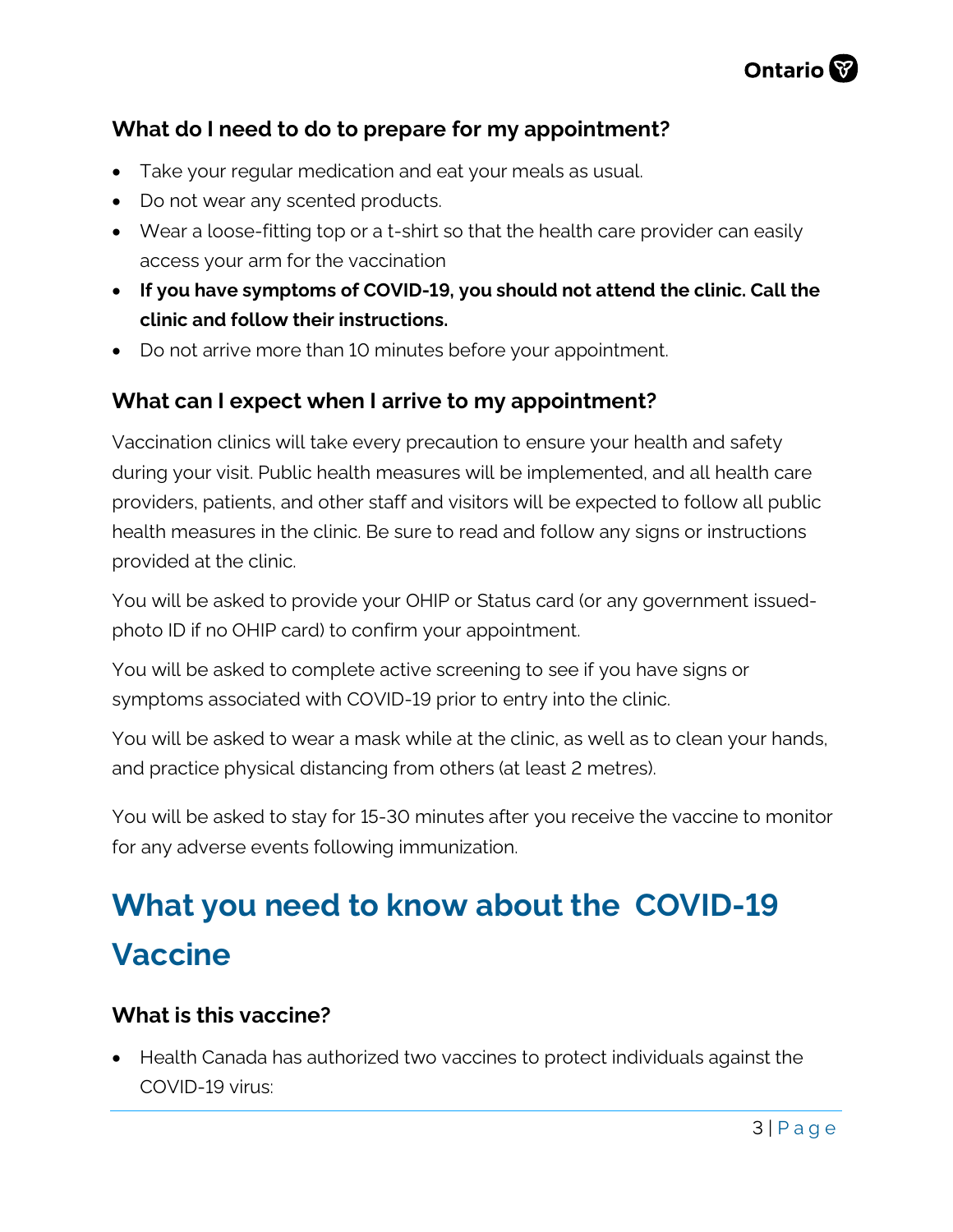### What do I need to do to prepare for my appointment?

- Take your regular medication and eat your meals as usual.
- Do not wear any scented products.
- Wear a loose-fitting top or a t-shirt so that the health care provider can easily access your arm for the vaccination
- **If you have symptoms of COVID-19, you should not attend the clinic. Call the clinic and follow their instructions.**
- Do not arrive more than 10 minutes before your appointment.

### What can I expect when I arrive to my appointment?

Vaccination clinics will take every precaution to ensure your health and safety during your visit. Public health measures will be implemented, and all health care providers, patients, and other staff and visitors will be expected to follow all public health measures in the clinic. Be sure to read and follow any signs or instructions provided at the clinic.

You will be asked to provide your OHIP or Status card (or any government issued-photo ID if no OHIP card) to confirm your appointment.

You will be asked to complete active screening to see if you have signs or symptoms associated with COVID-19 prior to entry into the clinic.

You will be asked to wear a mask while at the clinic, as well as to clean your hands, and practice physical distancing from others (at least 2 metres).

You will be asked to stay for 15-30 minutes after you receive the vaccine to monitor for any adverse events following immunization.

## What you need to know about the COVID-19 Vaccine

### What is this vaccine?

- Health Canada has authorized two vaccines to protect individuals against the COVID-19 virus: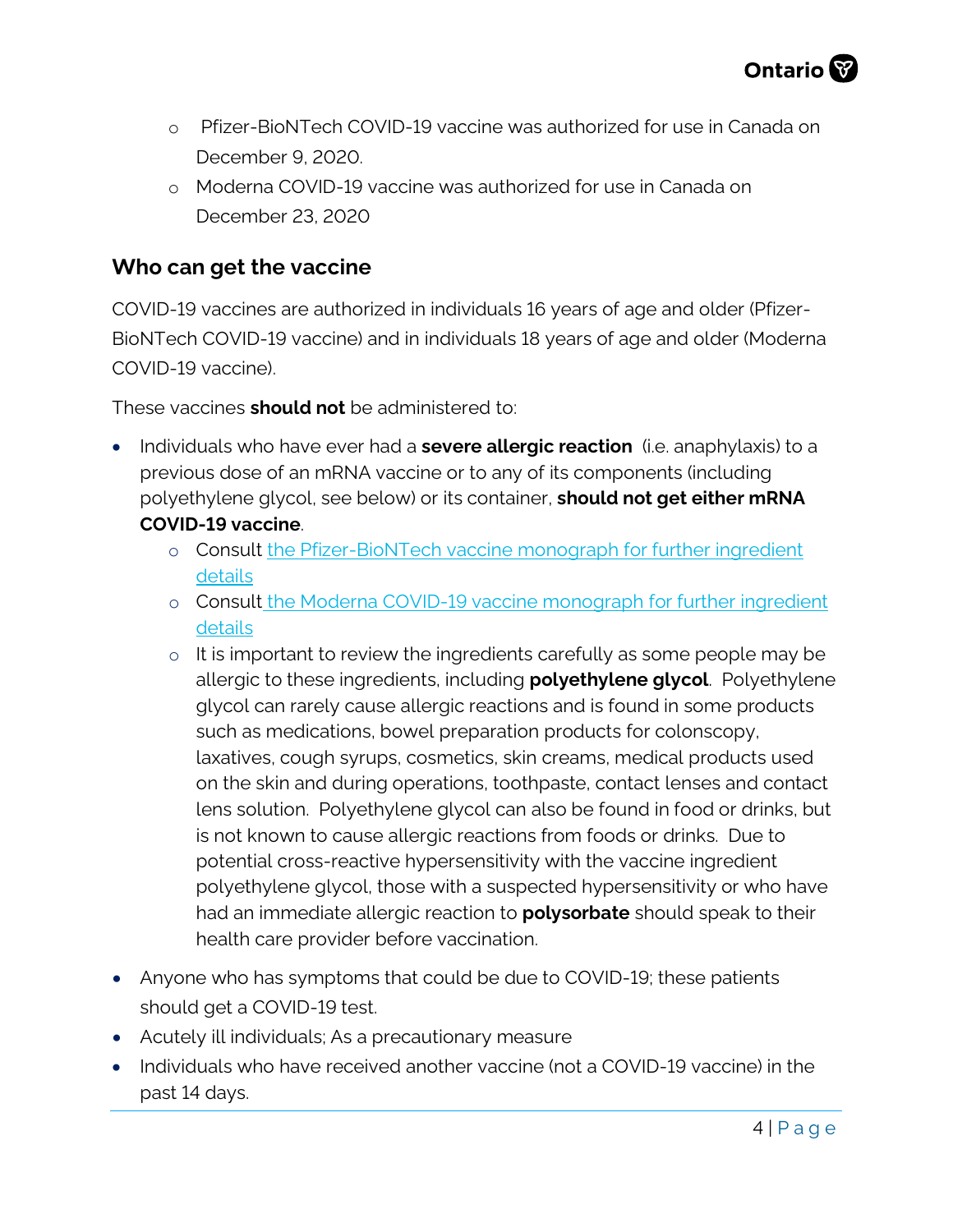- Pfizer-BioNTech COVID-19 vaccine was authorized for use in Canada on December 9, 2020.
- Moderna COVID-19 vaccine was authorized for use in Canada on December 23, 2020

## Who can get the vaccine

COVID-19 vaccines are authorized in individuals 16 years of age and older (Pfizer-BioNTech COVID-19 vaccine) and in individuals 18 years of age and older (Moderna COVID-19 vaccine).

These vaccines **should not** be administered to:

- Individuals who have ever had a **severe allergic reaction** (i.e. anaphylaxis) to a previous dose of an mRNA vaccine or to any of its components (including polyethylene glycol, see below) or its container, **should not get either mRNA COVID-19 vaccine**.
  - Consult the Pfizer-BioNTech vaccine monograph for further ingredient details
  - Consult the Moderna COVID-19 vaccine monograph for further ingredient details
  - It is important to review the ingredients carefully as some people may be allergic to these ingredients, including **polyethylene glycol**. Polyethylene glycol can rarely cause allergic reactions and is found in some products such as medications, bowel preparation products for colonscopy, laxatives, cough syrups, cosmetics, skin creams, medical products used on the skin and during operations, toothpaste, contact lenses and contact lens solution. Polyethylene glycol can also be found in food or drinks, but is not known to cause allergic reactions from foods or drinks. Due to potential cross-reactive hypersensitivity with the vaccine ingredient polyethylene glycol, those with a suspected hypersensitivity or who have had an immediate allergic reaction to **polysorbate** should speak to their health care provider before vaccination.
- Anyone who has symptoms that could be due to COVID-19; these patients should get a COVID-19 test.
- Acutely ill individuals; As a precautionary measure
- Individuals who have received another vaccine (not a COVID-19 vaccine) in the past 14 days.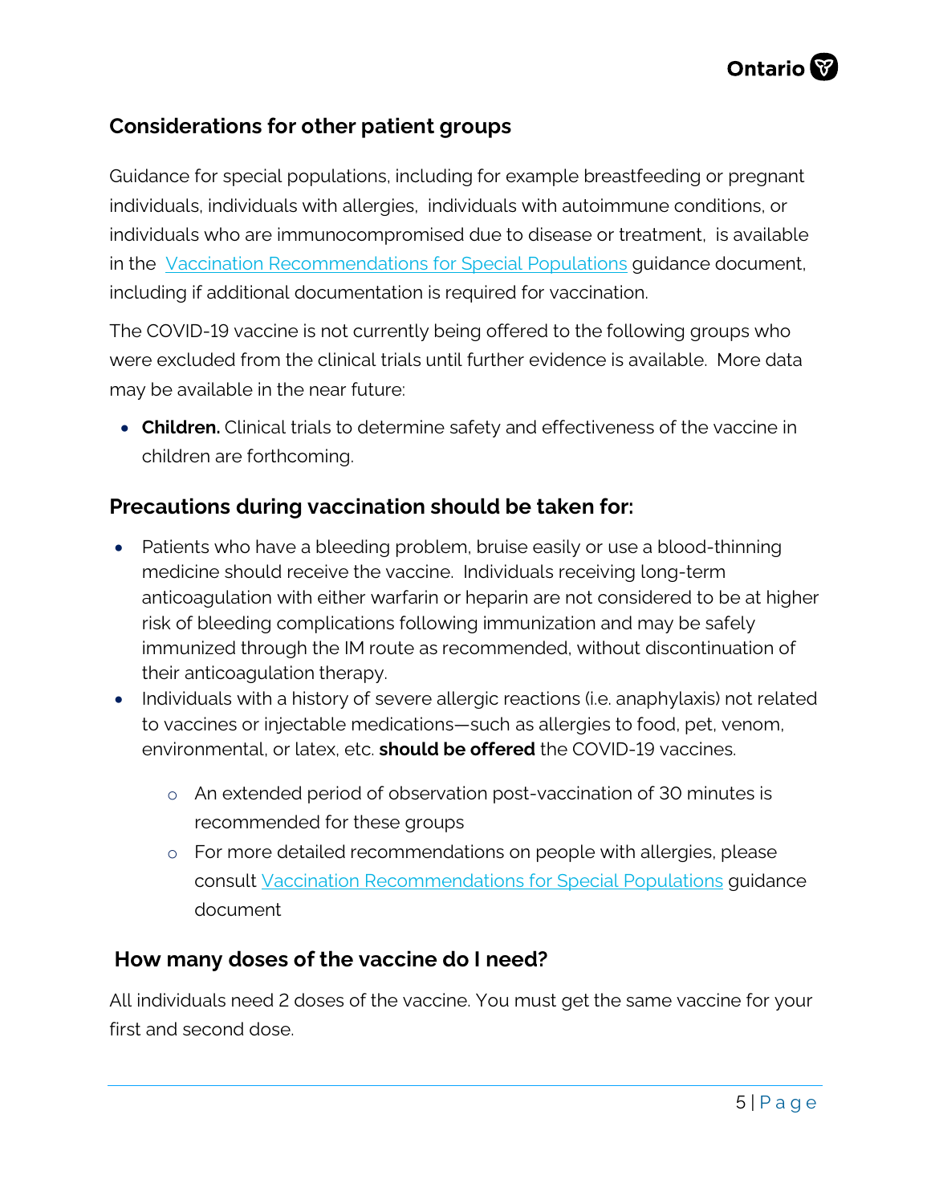## Considerations for other patient groups

Guidance for special populations, including for example breastfeeding or pregnant individuals, individuals with allergies, individuals with autoimmune conditions, or individuals who are immunocompromised due to disease or treatment, is available in the [Vaccination Recommendations for Special Populations](#) guidance document, including if additional documentation is required for vaccination.

The COVID-19 vaccine is not currently being offered to the following groups who were excluded from the clinical trials until further evidence is available. More data may be available in the near future:

- **Children.** Clinical trials to determine safety and effectiveness of the vaccine in children are forthcoming.

## Precautions during vaccination should be taken for:

- Patients who have a bleeding problem, bruise easily or use a blood-thinning medicine should receive the vaccine. Individuals receiving long-term anticoagulation with either warfarin or heparin are not considered to be at higher risk of bleeding complications following immunization and may be safely immunized through the IM route as recommended, without discontinuation of their anticoagulation therapy.
- Individuals with a history of severe allergic reactions (i.e. anaphylaxis) not related to vaccines or injectable medications—such as allergies to food, pet, venom, environmental, or latex, etc. **should be offered** the COVID-19 vaccines.
  - An extended period of observation post-vaccination of 30 minutes is recommended for these groups
  - For more detailed recommendations on people with allergies, please consult [Vaccination Recommendations for Special Populations](#) guidance document

## How many doses of the vaccine do I need?

All individuals need 2 doses of the vaccine. You must get the same vaccine for your first and second dose.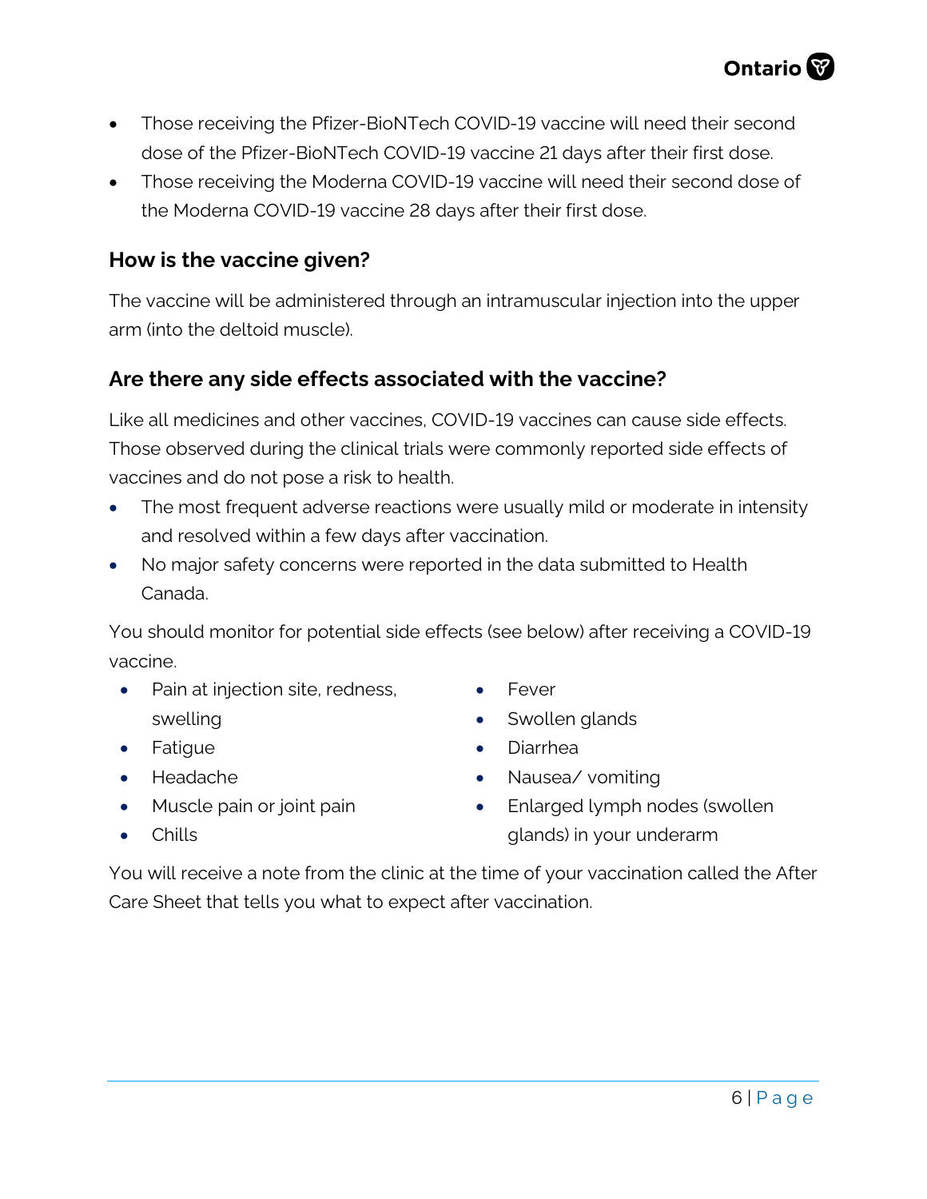- Those receiving the Pfizer-BioNTech COVID-19 vaccine will need their second dose of the Pfizer-BioNTech COVID-19 vaccine 21 days after their first dose.
- Those receiving the Moderna COVID-19 vaccine will need their second dose of the Moderna COVID-19 vaccine 28 days after their first dose.

## How is the vaccine given?

The vaccine will be administered through an intramuscular injection into the upper arm (into the deltoid muscle).

## Are there any side effects associated with the vaccine?

Like all medicines and other vaccines, COVID-19 vaccines can cause side effects. Those observed during the clinical trials were commonly reported side effects of vaccines and do not pose a risk to health.

- The most frequent adverse reactions were usually mild or moderate in intensity and resolved within a few days after vaccination.
- No major safety concerns were reported in the data submitted to Health Canada.

You should monitor for potential side effects (see below) after receiving a COVID-19 vaccine.

- Pain at injection site, redness, swelling
- Fatigue
- Headache
- Muscle pain or joint pain
- Chills
- Fever
- Swollen glands
- Diarrhea
- Nausea/ vomiting
- Enlarged lymph nodes (swollen glands) in your underarm

You will receive a note from the clinic at the time of your vaccination called the After Care Sheet that tells you what to expect after vaccination.